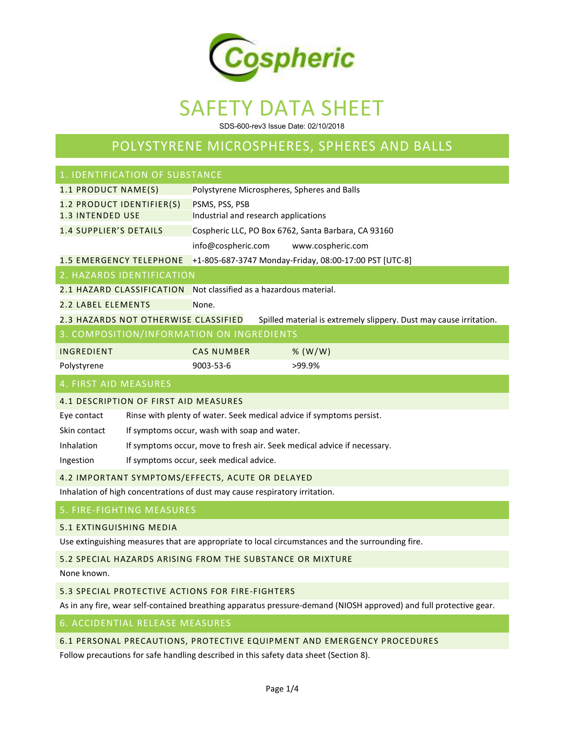Cospheric

# SAFETY DATA SHEET

SDS-600-rev3 Issue Date: 02/10/2018

# POLYSTYRENE MICROSPHERES, SPHERES AND BALLS

## 1. IDENTIFICATION OF SUBSTANCE

| | |
|---|---|
| 1.1 PRODUCT NAME(S) | Polystyrene Microspheres, Spheres and Balls |
| 1.2 PRODUCT IDENTIFIER(S) | PSMS, PSS, PSB |
| 1.3 INTENDED USE | Industrial and research applications |
| 1.4 SUPPLIER'S DETAILS | Cospheric LLC, PO Box 6762, Santa Barbara, CA 93160 |
| | info@cospheric.com www.cospheric.com |
| 1.5 EMERGENCY TELEPHONE | +1-805-687-3747 Monday-Friday, 08:00-17:00 PST [UTC-8] |

## 2. HAZARDS IDENTIFICATION

| | |
|---|---|
| 2.1 HAZARD CLASSIFICATION | Not classified as a hazardous material. |
| 2.2 LABEL ELEMENTS | None. |
| 2.3 HAZARDS NOT OTHERWISE CLASSIFIED | Spilled material is extremely slippery. Dust may cause irritation. |

## 3. COMPOSITION/INFORMATION ON INGREDIENTS

| INGREDIENT | CAS NUMBER | % (W/W) |
|---|---|---|
| Polystyrene | 9003-53-6 | >99.9% |

## 4. FIRST AID MEASURES

### 4.1 DESCRIPTION OF FIRST AID MEASURES

| | |
|---|---|
| Eye contact | Rinse with plenty of water. Seek medical advice if symptoms persist. |
| Skin contact | If symptoms occur, wash with soap and water. |
| Inhalation | If symptoms occur, move to fresh air. Seek medical advice if necessary. |
| Ingestion | If symptoms occur, seek medical advice. |

### 4.2 IMPORTANT SYMPTOMS/EFFECTS, ACUTE OR DELAYED

Inhalation of high concentrations of dust may cause respiratory irritation.

## 5. FIRE-FIGHTING MEASURES

### 5.1 EXTINGUISHING MEDIA

Use extinguishing measures that are appropriate to local circumstances and the surrounding fire.

### 5.2 SPECIAL HAZARDS ARISING FROM THE SUBSTANCE OR MIXTURE

None known.

### 5.3 SPECIAL PROTECTIVE ACTIONS FOR FIRE-FIGHTERS

As in any fire, wear self-contained breathing apparatus pressure-demand (NIOSH approved) and full protective gear.

## 6. ACCIDENTIAL RELEASE MEASURES

### 6.1 PERSONAL PRECAUTIONS, PROTECTIVE EQUIPMENT AND EMERGENCY PROCEDURES

Follow precautions for safe handling described in this safety data sheet (Section 8).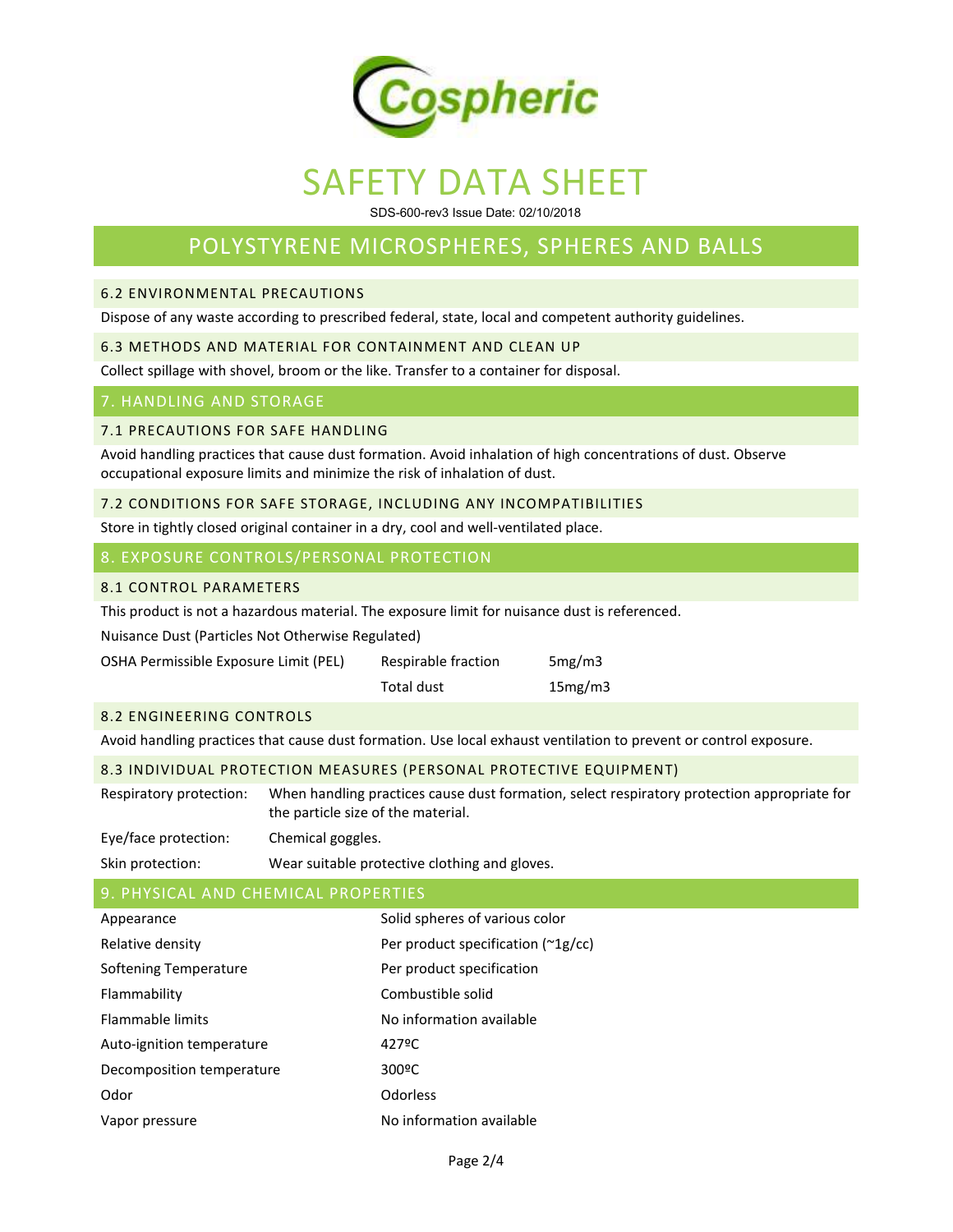# SAFETY DATA SHEET

SDS-600-rev3 Issue Date: 02/10/2018

## POLYSTYRENE MICROSPHERES, SPHERES AND BALLS

### 6.2 ENVIRONMENTAL PRECAUTIONS

Dispose of any waste according to prescribed federal, state, local and competent authority guidelines.

### 6.3 METHODS AND MATERIAL FOR CONTAINMENT AND CLEAN UP

Collect spillage with shovel, broom or the like. Transfer to a container for disposal.

## 7. HANDLING AND STORAGE

### 7.1 PRECAUTIONS FOR SAFE HANDLING

Avoid handling practices that cause dust formation. Avoid inhalation of high concentrations of dust. Observe occupational exposure limits and minimize the risk of inhalation of dust.

### 7.2 CONDITIONS FOR SAFE STORAGE, INCLUDING ANY INCOMPATIBILITIES

Store in tightly closed original container in a dry, cool and well-ventilated place.

## 8. EXPOSURE CONTROLS/PERSONAL PROTECTION

### 8.1 CONTROL PARAMETERS

This product is not a hazardous material. The exposure limit for nuisance dust is referenced.

Nuisance Dust (Particles Not Otherwise Regulated)

| | | |
|---|---|---|
| OSHA Permissible Exposure Limit (PEL) | Respirable fraction | 5mg/m3 |
| | Total dust | 15mg/m3 |

### 8.2 ENGINEERING CONTROLS

Avoid handling practices that cause dust formation. Use local exhaust ventilation to prevent or control exposure.

### 8.3 INDIVIDUAL PROTECTION MEASURES (PERSONAL PROTECTIVE EQUIPMENT)

| | |
|---|---|
| Respiratory protection: | When handling practices cause dust formation, select respiratory protection appropriate for the particle size of the material. |
| Eye/face protection: | Chemical goggles. |
| Skin protection: | Wear suitable protective clothing and gloves. |

## 9. PHYSICAL AND CHEMICAL PROPERTIES

| | |
|---|---|
| Appearance | Solid spheres of various color |
| Relative density | Per product specification (~1g/cc) |
| Softening Temperature | Per product specification |
| Flammability | Combustible solid |
| Flammable limits | No information available |
| Auto-ignition temperature | 427ºC |
| Decomposition temperature | 300ºC |
| Odor | Odorless |
| Vapor pressure | No information available |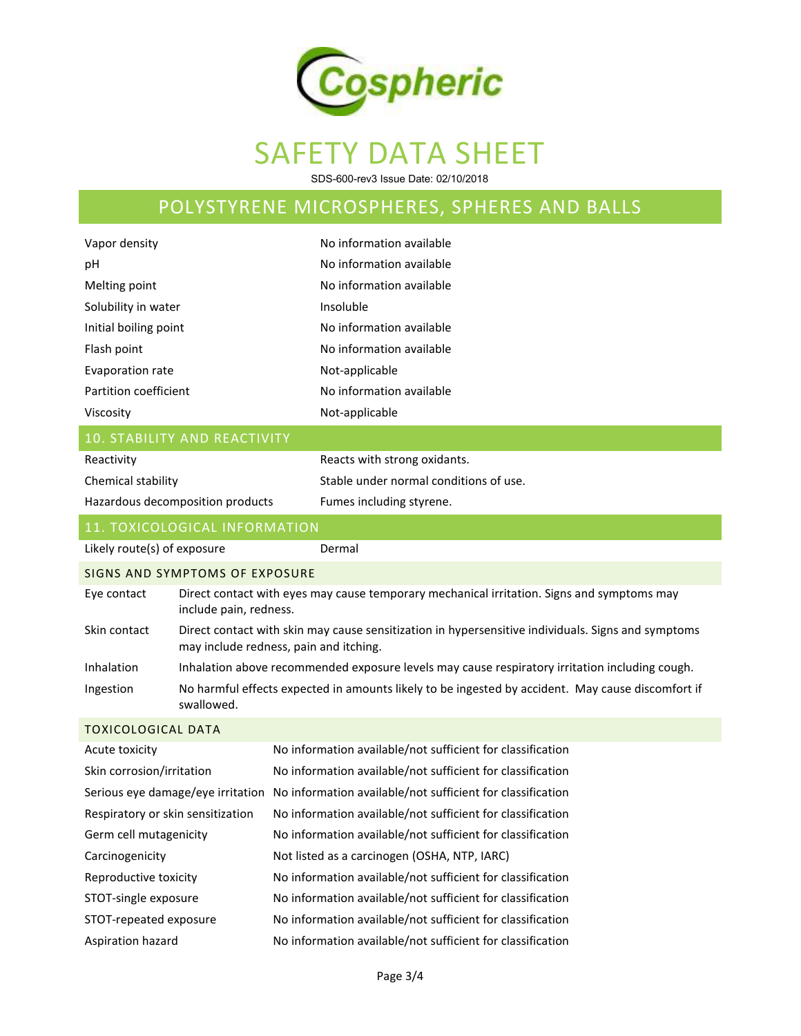| | |
|---|---|
| Vapor density | No information available |
| pH | No information available |
| Melting point | No information available |
| Solubility in water | Insoluble |
| Initial boiling point | No information available |
| Flash point | No information available |
| Evaporation rate | Not-applicable |
| Partition coefficient | No information available |
| Viscosity | Not-applicable |

## 10. STABILITY AND REACTIVITY

| | |
|---|---|
| Reactivity | Reacts with strong oxidants. |
| Chemical stability | Stable under normal conditions of use. |
| Hazardous decomposition products | Fumes including styrene. |

## 11. TOXICOLOGICAL INFORMATION

| | |
|---|---|
| Likely route(s) of exposure | Dermal |

### SIGNS AND SYMPTOMS OF EXPOSURE

| | |
|---|---|
| Eye contact | Direct contact with eyes may cause temporary mechanical irritation. Signs and symptoms may include pain, redness. |
| Skin contact | Direct contact with skin may cause sensitization in hypersensitive individuals. Signs and symptoms may include redness, pain and itching. |
| Inhalation | Inhalation above recommended exposure levels may cause respiratory irritation including cough. |
| Ingestion | No harmful effects expected in amounts likely to be ingested by accident. May cause discomfort if swallowed. |

### TOXICOLOGICAL DATA

| | |
|---|---|
| Acute toxicity | No information available/not sufficient for classification |
| Skin corrosion/irritation | No information available/not sufficient for classification |
| Serious eye damage/eye irritation | No information available/not sufficient for classification |
| Respiratory or skin sensitization | No information available/not sufficient for classification |
| Germ cell mutagenicity | No information available/not sufficient for classification |
| Carcinogenicity | Not listed as a carcinogen (OSHA, NTP, IARC) |
| Reproductive toxicity | No information available/not sufficient for classification |
| STOT-single exposure | No information available/not sufficient for classification |
| STOT-repeated exposure | No information available/not sufficient for classification |
| Aspiration hazard | No information available/not sufficient for classification |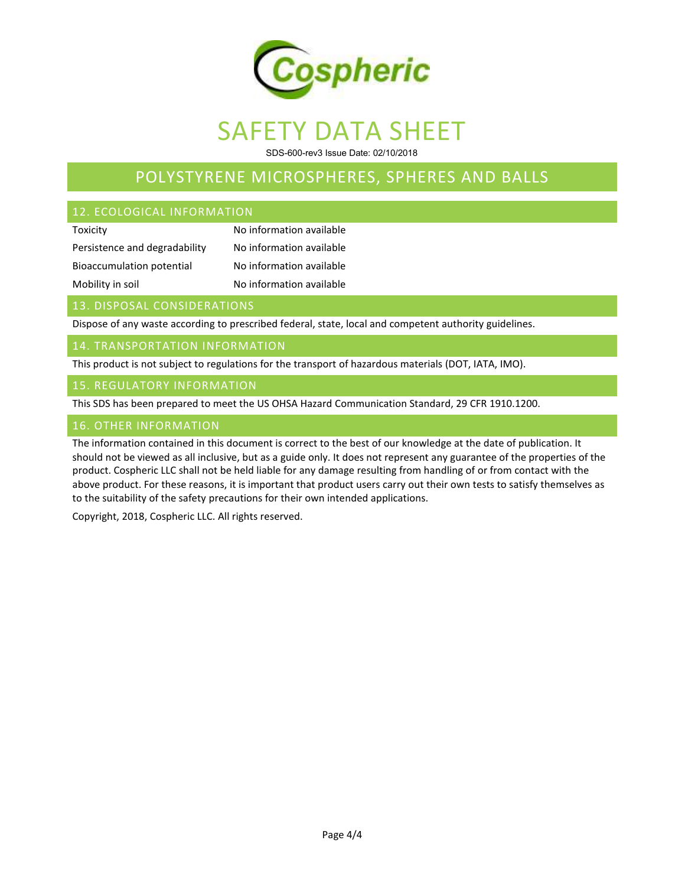# SAFETY DATA SHEET

SDS-600-rev3 Issue Date: 02/10/2018

## POLYSTYRENE MICROSPHERES, SPHERES AND BALLS

### 12. ECOLOGICAL INFORMATION

| | |
|---|---|
| Toxicity | No information available |
| Persistence and degradability | No information available |
| Bioaccumulation potential | No information available |
| Mobility in soil | No information available |

### 13. DISPOSAL CONSIDERATIONS

Dispose of any waste according to prescribed federal, state, local and competent authority guidelines.

### 14. TRANSPORTATION INFORMATION

This product is not subject to regulations for the transport of hazardous materials (DOT, IATA, IMO).

### 15. REGULATORY INFORMATION

This SDS has been prepared to meet the US OHSA Hazard Communication Standard, 29 CFR 1910.1200.

### 16. OTHER INFORMATION

The information contained in this document is correct to the best of our knowledge at the date of publication. It should not be viewed as all inclusive, but as a guide only. It does not represent any guarantee of the properties of the product. Cospheric LLC shall not be held liable for any damage resulting from handling of or from contact with the above product. For these reasons, it is important that product users carry out their own tests to satisfy themselves as to the suitability of the safety precautions for their own intended applications.

Copyright, 2018, Cospheric LLC. All rights reserved.